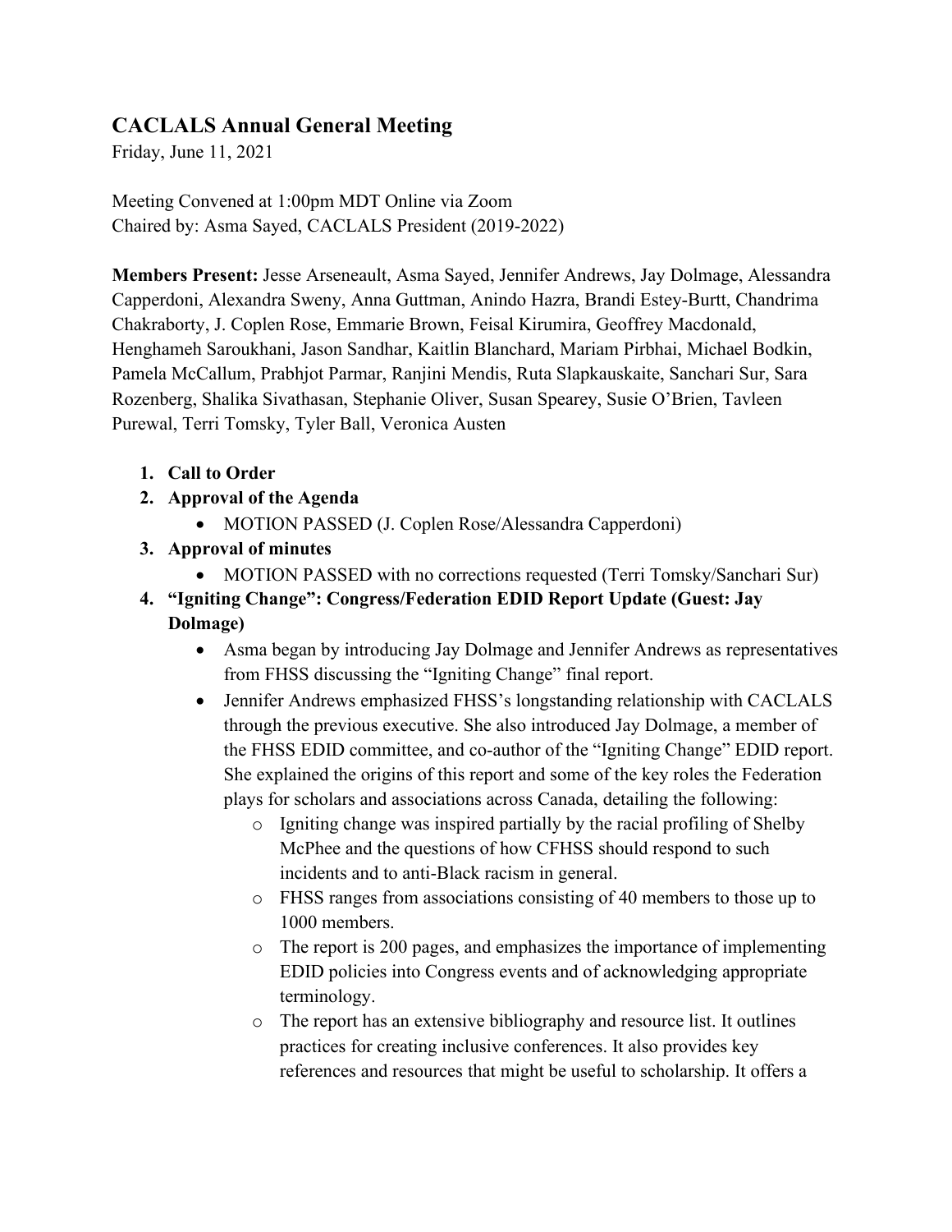## CACLALS Annual General Meeting

Friday, June 11, 2021

Meeting Convened at 1:00pm MDT Online via Zoom
Chaired by: Asma Sayed, CACLALS President (2019-2022)

**Members Present:** Jesse Arseneault, Asma Sayed, Jennifer Andrews, Jay Dolmage, Alessandra Capperdoni, Alexandra Sweny, Anna Guttman, Anindo Hazra, Brandi Estey-Burtt, Chandrima Chakraborty, J. Coplen Rose, Emmarie Brown, Feisal Kirumira, Geoffrey Macdonald, Henghameh Saroukhani, Jason Sandhar, Kaitlin Blanchard, Mariam Pirbhai, Michael Bodkin, Pamela McCallum, Prabhjot Parmar, Ranjini Mendis, Ruta Slapkauskaite, Sanchari Sur, Sara Rozenberg, Shalika Sivathasan, Stephanie Oliver, Susan Spearey, Susie O'Brien, Tavleen Purewal, Terri Tomsky, Tyler Ball, Veronica Austen

1. **Call to Order**
2. **Approval of the Agenda**
   - MOTION PASSED (J. Coplen Rose/Alessandra Capperdoni)
3. **Approval of minutes**
   - MOTION PASSED with no corrections requested (Terri Tomsky/Sanchari Sur)
4. **"Igniting Change": Congress/Federation EDID Report Update (Guest: Jay Dolmage)**
   - Asma began by introducing Jay Dolmage and Jennifer Andrews as representatives from FHSS discussing the "Igniting Change" final report.
   - Jennifer Andrews emphasized FHSS's longstanding relationship with CACLALS through the previous executive. She also introduced Jay Dolmage, a member of the FHSS EDID committee, and co-author of the "Igniting Change" EDID report. She explained the origins of this report and some of the key roles the Federation plays for scholars and associations across Canada, detailing the following:
     - Igniting change was inspired partially by the racial profiling of Shelby McPhee and the questions of how CFHSS should respond to such incidents and to anti-Black racism in general.
     - FHSS ranges from associations consisting of 40 members to those up to 1000 members.
     - The report is 200 pages, and emphasizes the importance of implementing EDID policies into Congress events and of acknowledging appropriate terminology.
     - The report has an extensive bibliography and resource list. It outlines practices for creating inclusive conferences. It also provides key references and resources that might be useful to scholarship. It offers a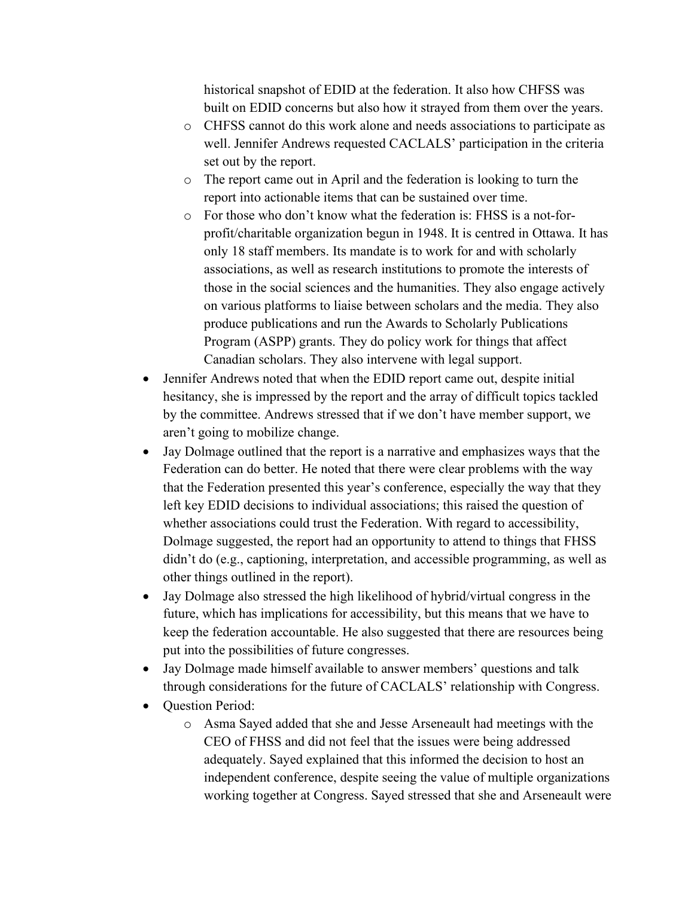historical snapshot of EDID at the federation. It also how CHFSS was built on EDID concerns but also how it strayed from them over the years.

  - CHFSS cannot do this work alone and needs associations to participate as well. Jennifer Andrews requested CACLALS' participation in the criteria set out by the report.
  - The report came out in April and the federation is looking to turn the report into actionable items that can be sustained over time.
  - For those who don't know what the federation is: FHSS is a not-for-profit/charitable organization begun in 1948. It is centred in Ottawa. It has only 18 staff members. Its mandate is to work for and with scholarly associations, as well as research institutions to promote the interests of those in the social sciences and the humanities. They also engage actively on various platforms to liaise between scholars and the media. They also produce publications and run the Awards to Scholarly Publications Program (ASPP) grants. They do policy work for things that affect Canadian scholars. They also intervene with legal support.

- Jennifer Andrews noted that when the EDID report came out, despite initial hesitancy, she is impressed by the report and the array of difficult topics tackled by the committee. Andrews stressed that if we don't have member support, we aren't going to mobilize change.
- Jay Dolmage outlined that the report is a narrative and emphasizes ways that the Federation can do better. He noted that there were clear problems with the way that the Federation presented this year's conference, especially the way that they left key EDID decisions to individual associations; this raised the question of whether associations could trust the Federation. With regard to accessibility, Dolmage suggested, the report had an opportunity to attend to things that FHSS didn't do (e.g., captioning, interpretation, and accessible programming, as well as other things outlined in the report).
- Jay Dolmage also stressed the high likelihood of hybrid/virtual congress in the future, which has implications for accessibility, but this means that we have to keep the federation accountable. He also suggested that there are resources being put into the possibilities of future congresses.
- Jay Dolmage made himself available to answer members' questions and talk through considerations for the future of CACLALS' relationship with Congress.
- Question Period:
  - Asma Sayed added that she and Jesse Arseneault had meetings with the CEO of FHSS and did not feel that the issues were being addressed adequately. Sayed explained that this informed the decision to host an independent conference, despite seeing the value of multiple organizations working together at Congress. Sayed stressed that she and Arseneault were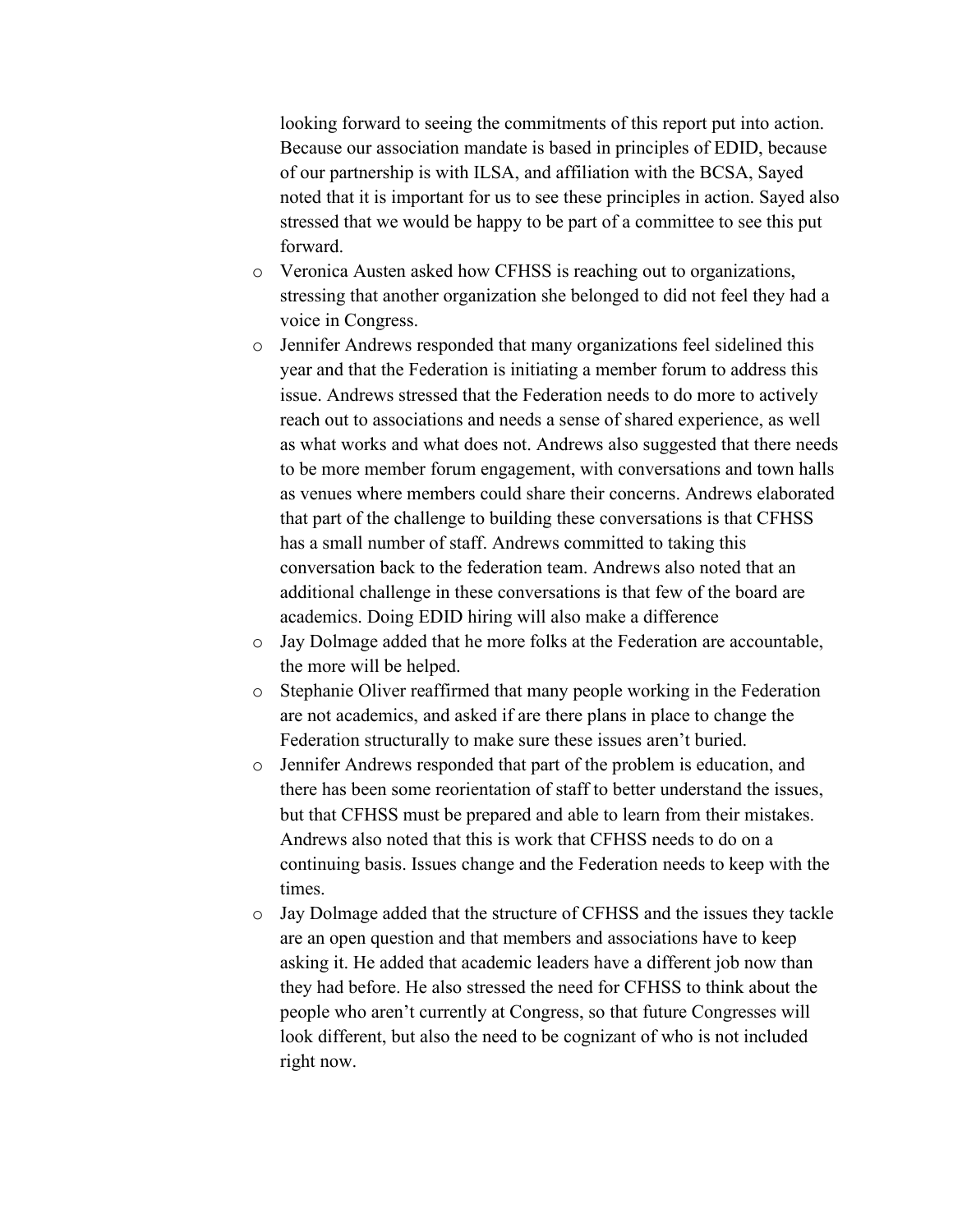looking forward to seeing the commitments of this report put into action. Because our association mandate is based in principles of EDID, because of our partnership is with ILSA, and affiliation with the BCSA, Sayed noted that it is important for us to see these principles in action. Sayed also stressed that we would be happy to be part of a committee to see this put forward.

- Veronica Austen asked how CFHSS is reaching out to organizations, stressing that another organization she belonged to did not feel they had a voice in Congress.
- Jennifer Andrews responded that many organizations feel sidelined this year and that the Federation is initiating a member forum to address this issue. Andrews stressed that the Federation needs to do more to actively reach out to associations and needs a sense of shared experience, as well as what works and what does not. Andrews also suggested that there needs to be more member forum engagement, with conversations and town halls as venues where members could share their concerns. Andrews elaborated that part of the challenge to building these conversations is that CFHSS has a small number of staff. Andrews committed to taking this conversation back to the federation team. Andrews also noted that an additional challenge in these conversations is that few of the board are academics. Doing EDID hiring will also make a difference
- Jay Dolmage added that he more folks at the Federation are accountable, the more will be helped.
- Stephanie Oliver reaffirmed that many people working in the Federation are not academics, and asked if are there plans in place to change the Federation structurally to make sure these issues aren't buried.
- Jennifer Andrews responded that part of the problem is education, and there has been some reorientation of staff to better understand the issues, but that CFHSS must be prepared and able to learn from their mistakes. Andrews also noted that this is work that CFHSS needs to do on a continuing basis. Issues change and the Federation needs to keep with the times.
- Jay Dolmage added that the structure of CFHSS and the issues they tackle are an open question and that members and associations have to keep asking it. He added that academic leaders have a different job now than they had before. He also stressed the need for CFHSS to think about the people who aren't currently at Congress, so that future Congresses will look different, but also the need to be cognizant of who is not included right now.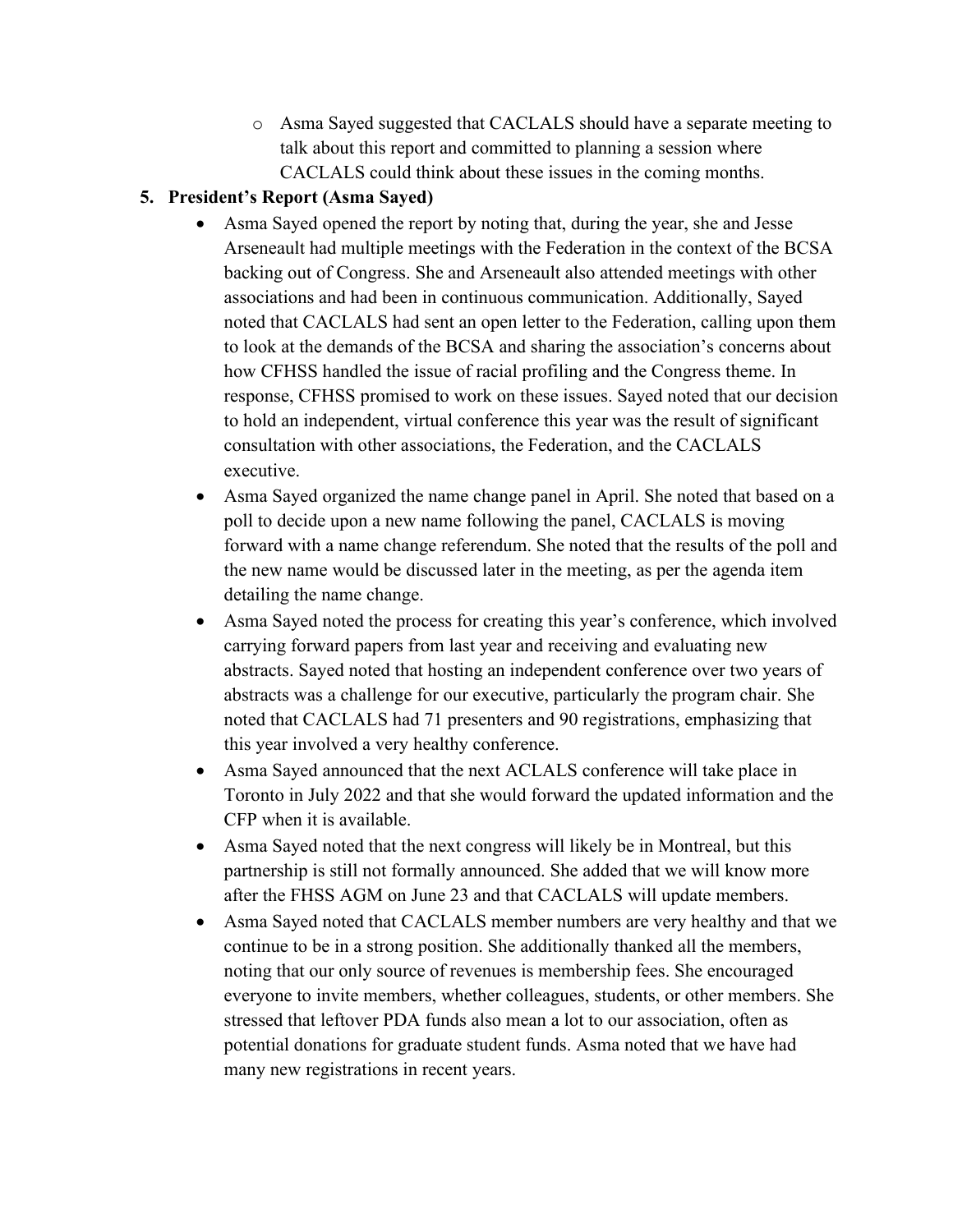- Asma Sayed suggested that CACLALS should have a separate meeting to talk about this report and committed to planning a session where CACLALS could think about these issues in the coming months.

**5. President's Report (Asma Sayed)**

- Asma Sayed opened the report by noting that, during the year, she and Jesse Arseneault had multiple meetings with the Federation in the context of the BCSA backing out of Congress. She and Arseneault also attended meetings with other associations and had been in continuous communication. Additionally, Sayed noted that CACLALS had sent an open letter to the Federation, calling upon them to look at the demands of the BCSA and sharing the association's concerns about how CFHSS handled the issue of racial profiling and the Congress theme. In response, CFHSS promised to work on these issues. Sayed noted that our decision to hold an independent, virtual conference this year was the result of significant consultation with other associations, the Federation, and the CACLALS executive.
- Asma Sayed organized the name change panel in April. She noted that based on a poll to decide upon a new name following the panel, CACLALS is moving forward with a name change referendum. She noted that the results of the poll and the new name would be discussed later in the meeting, as per the agenda item detailing the name change.
- Asma Sayed noted the process for creating this year's conference, which involved carrying forward papers from last year and receiving and evaluating new abstracts. Sayed noted that hosting an independent conference over two years of abstracts was a challenge for our executive, particularly the program chair. She noted that CACLALS had 71 presenters and 90 registrations, emphasizing that this year involved a very healthy conference.
- Asma Sayed announced that the next ACLALS conference will take place in Toronto in July 2022 and that she would forward the updated information and the CFP when it is available.
- Asma Sayed noted that the next congress will likely be in Montreal, but this partnership is still not formally announced. She added that we will know more after the FHSS AGM on June 23 and that CACLALS will update members.
- Asma Sayed noted that CACLALS member numbers are very healthy and that we continue to be in a strong position. She additionally thanked all the members, noting that our only source of revenues is membership fees. She encouraged everyone to invite members, whether colleagues, students, or other members. She stressed that leftover PDA funds also mean a lot to our association, often as potential donations for graduate student funds. Asma noted that we have had many new registrations in recent years.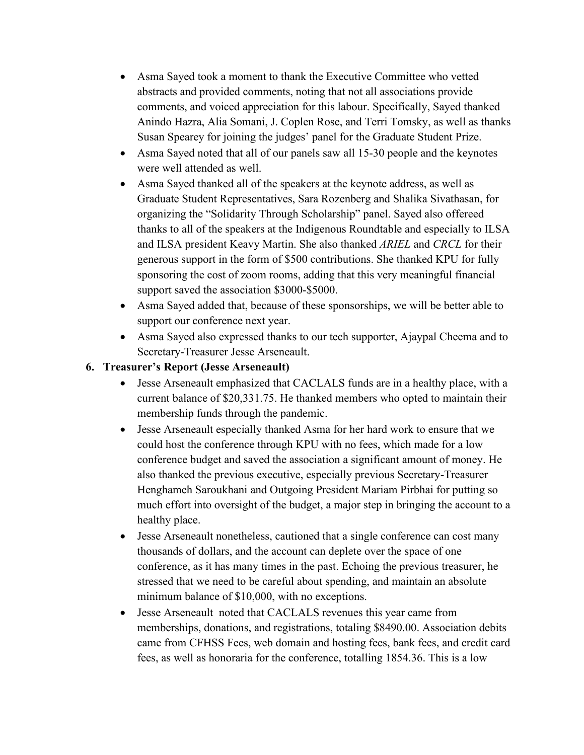- Asma Sayed took a moment to thank the Executive Committee who vetted abstracts and provided comments, noting that not all associations provide comments, and voiced appreciation for this labour. Specifically, Sayed thanked Anindo Hazra, Alia Somani, J. Coplen Rose, and Terri Tomsky, as well as thanks Susan Spearey for joining the judges' panel for the Graduate Student Prize.
- Asma Sayed noted that all of our panels saw all 15-30 people and the keynotes were well attended as well.
- Asma Sayed thanked all of the speakers at the keynote address, as well as Graduate Student Representatives, Sara Rozenberg and Shalika Sivathasan, for organizing the "Solidarity Through Scholarship" panel. Sayed also offereed thanks to all of the speakers at the Indigenous Roundtable and especially to ILSA and ILSA president Keavy Martin. She also thanked *ARIEL* and *CRCL* for their generous support in the form of $500 contributions. She thanked KPU for fully sponsoring the cost of zoom rooms, adding that this very meaningful financial support saved the association $3000-$5000.
- Asma Sayed added that, because of these sponsorships, we will be better able to support our conference next year.
- Asma Sayed also expressed thanks to our tech supporter, Ajaypal Cheema and to Secretary-Treasurer Jesse Arseneault.

**6. Treasurer's Report (Jesse Arseneault)**

- Jesse Arseneault emphasized that CACLALS funds are in a healthy place, with a current balance of $20,331.75. He thanked members who opted to maintain their membership funds through the pandemic.
- Jesse Arseneault especially thanked Asma for her hard work to ensure that we could host the conference through KPU with no fees, which made for a low conference budget and saved the association a significant amount of money. He also thanked the previous executive, especially previous Secretary-Treasurer Henghameh Saroukhani and Outgoing President Mariam Pirbhai for putting so much effort into oversight of the budget, a major step in bringing the account to a healthy place.
- Jesse Arseneault nonetheless, cautioned that a single conference can cost many thousands of dollars, and the account can deplete over the space of one conference, as it has many times in the past. Echoing the previous treasurer, he stressed that we need to be careful about spending, and maintain an absolute minimum balance of $10,000, with no exceptions.
- Jesse Arseneault noted that CACLALS revenues this year came from memberships, donations, and registrations, totaling $8490.00. Association debits came from CFHSS Fees, web domain and hosting fees, bank fees, and credit card fees, as well as honoraria for the conference, totalling 1854.36. This is a low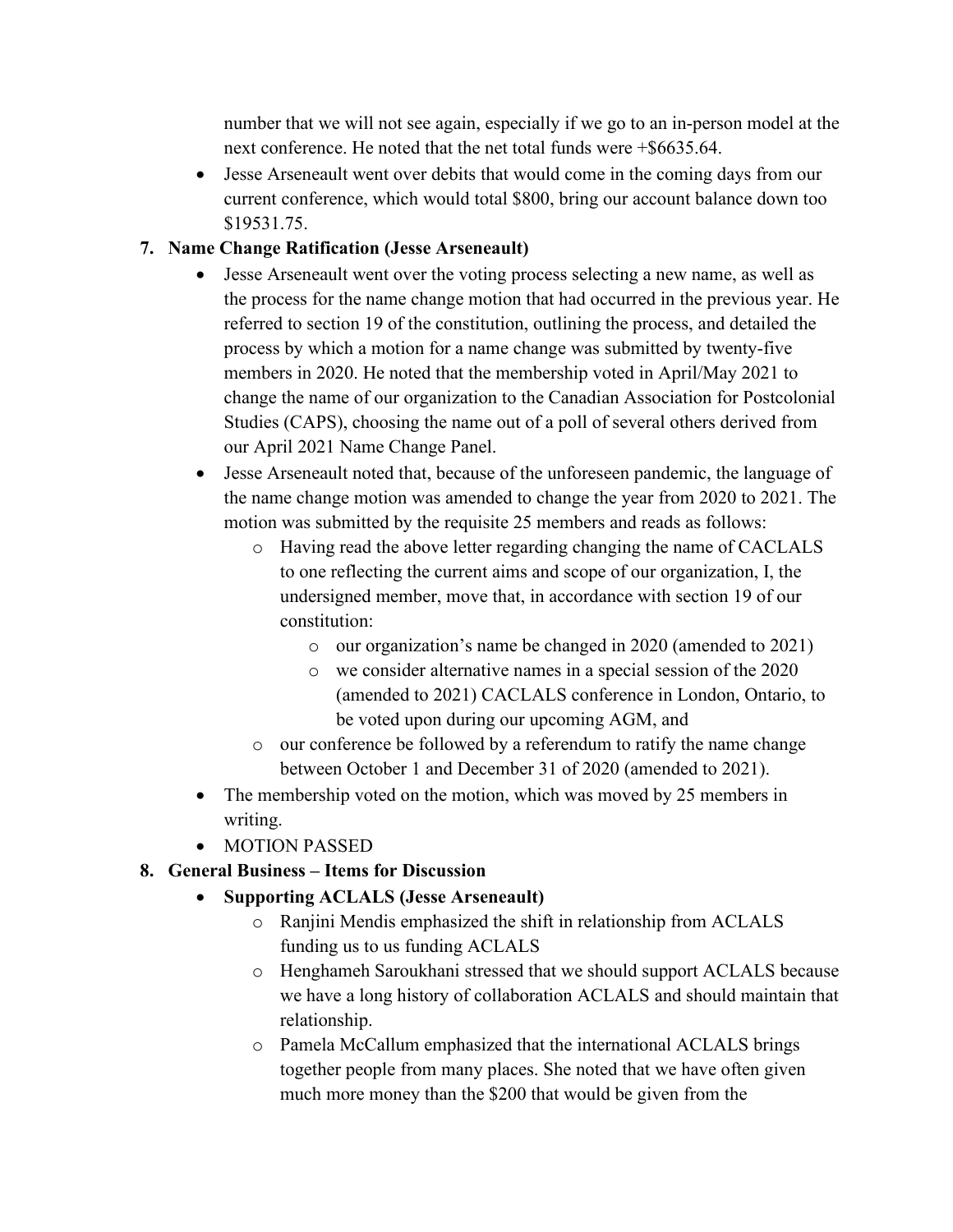number that we will not see again, especially if we go to an in-person model at the next conference. He noted that the net total funds were +$6635.64.

- Jesse Arseneault went over debits that would come in the coming days from our current conference, which would total $800, bring our account balance down too $19531.75.

7. **Name Change Ratification (Jesse Arseneault)**
    - Jesse Arseneault went over the voting process selecting a new name, as well as the process for the name change motion that had occurred in the previous year. He referred to section 19 of the constitution, outlining the process, and detailed the process by which a motion for a name change was submitted by twenty-five members in 2020. He noted that the membership voted in April/May 2021 to change the name of our organization to the Canadian Association for Postcolonial Studies (CAPS), choosing the name out of a poll of several others derived from our April 2021 Name Change Panel.
    - Jesse Arseneault noted that, because of the unforeseen pandemic, the language of the name change motion was amended to change the year from 2020 to 2021. The motion was submitted by the requisite 25 members and reads as follows:
        - Having read the above letter regarding changing the name of CACLALS to one reflecting the current aims and scope of our organization, I, the undersigned member, move that, in accordance with section 19 of our constitution:
            - our organization's name be changed in 2020 (amended to 2021)
            - we consider alternative names in a special session of the 2020 (amended to 2021) CACLALS conference in London, Ontario, to be voted upon during our upcoming AGM, and
        - our conference be followed by a referendum to ratify the name change between October 1 and December 31 of 2020 (amended to 2021).
    - The membership voted on the motion, which was moved by 25 members in writing.
    - MOTION PASSED

8. **General Business – Items for Discussion**
    - **Supporting ACLALS (Jesse Arseneault)**
        - Ranjini Mendis emphasized the shift in relationship from ACLALS funding us to us funding ACLALS
        - Henghameh Saroukhani stressed that we should support ACLALS because we have a long history of collaboration ACLALS and should maintain that relationship.
        - Pamela McCallum emphasized that the international ACLALS brings together people from many places. She noted that we have often given much more money than the $200 that would be given from the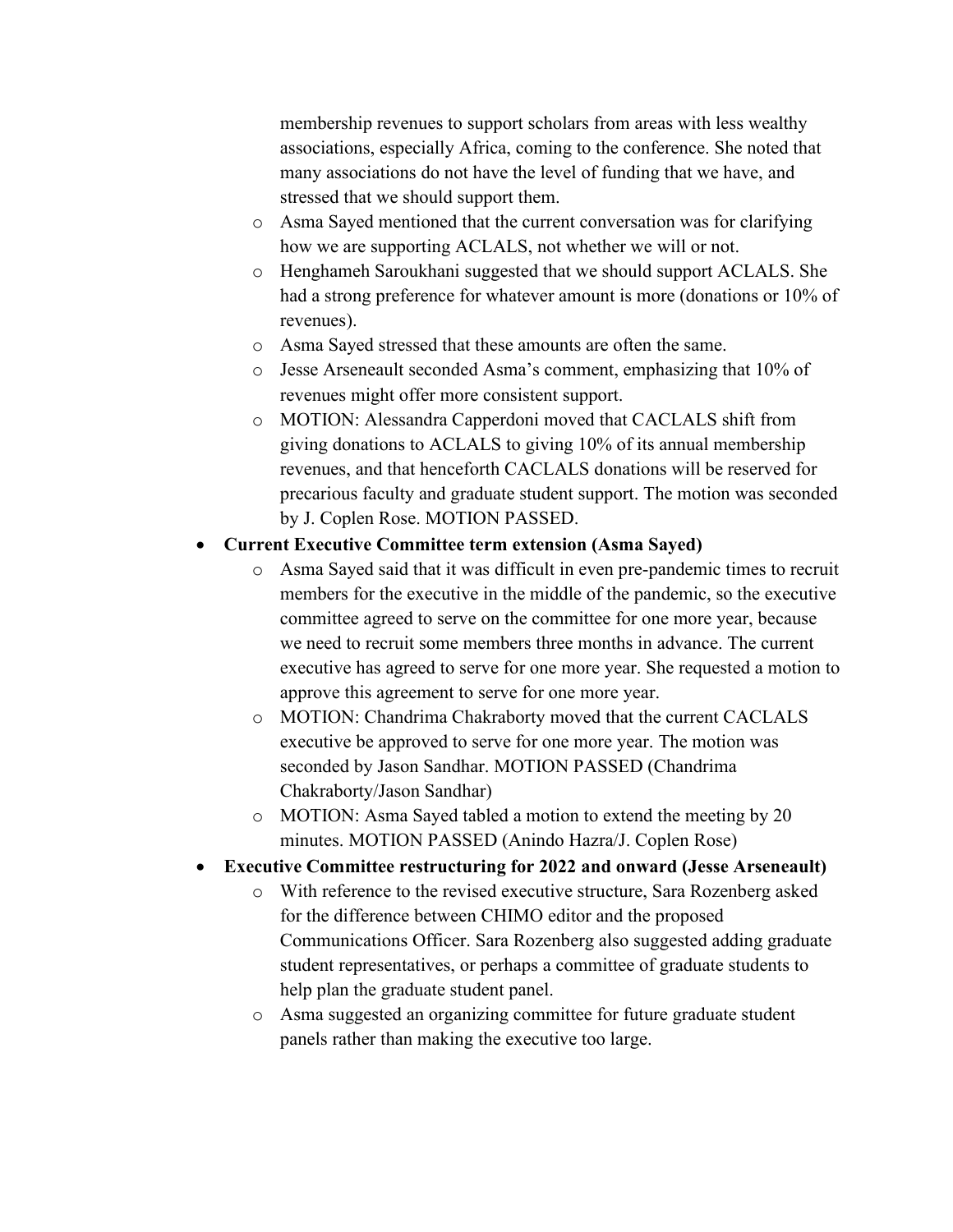membership revenues to support scholars from areas with less wealthy associations, especially Africa, coming to the conference. She noted that many associations do not have the level of funding that we have, and stressed that we should support them.
  - Asma Sayed mentioned that the current conversation was for clarifying how we are supporting ACLALS, not whether we will or not.
  - Henghameh Saroukhani suggested that we should support ACLALS. She had a strong preference for whatever amount is more (donations or 10% of revenues).
  - Asma Sayed stressed that these amounts are often the same.
  - Jesse Arseneault seconded Asma's comment, emphasizing that 10% of revenues might offer more consistent support.
  - MOTION: Alessandra Capperdoni moved that CACLALS shift from giving donations to ACLALS to giving 10% of its annual membership revenues, and that henceforth CACLALS donations will be reserved for precarious faculty and graduate student support. The motion was seconded by J. Coplen Rose. MOTION PASSED.
- **Current Executive Committee term extension (Asma Sayed)**
  - Asma Sayed said that it was difficult in even pre-pandemic times to recruit members for the executive in the middle of the pandemic, so the executive committee agreed to serve on the committee for one more year, because we need to recruit some members three months in advance. The current executive has agreed to serve for one more year. She requested a motion to approve this agreement to serve for one more year.
  - MOTION: Chandrima Chakraborty moved that the current CACLALS executive be approved to serve for one more year. The motion was seconded by Jason Sandhar. MOTION PASSED (Chandrima Chakraborty/Jason Sandhar)
  - MOTION: Asma Sayed tabled a motion to extend the meeting by 20 minutes. MOTION PASSED (Anindo Hazra/J. Coplen Rose)
- **Executive Committee restructuring for 2022 and onward (Jesse Arseneault)**
  - With reference to the revised executive structure, Sara Rozenberg asked for the difference between CHIMO editor and the proposed Communications Officer. Sara Rozenberg also suggested adding graduate student representatives, or perhaps a committee of graduate students to help plan the graduate student panel.
  - Asma suggested an organizing committee for future graduate student panels rather than making the executive too large.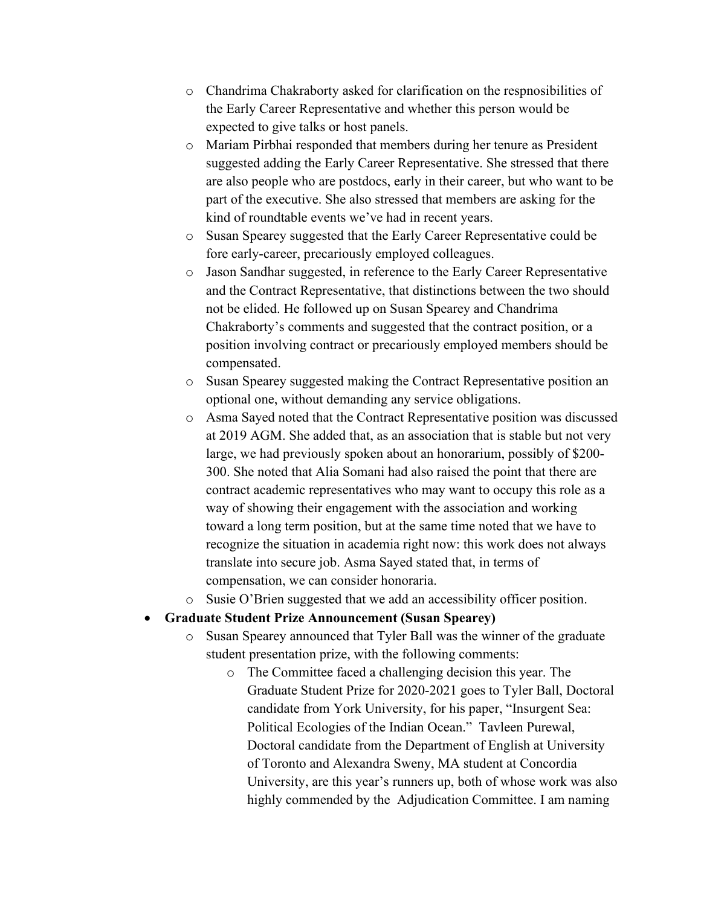- Chandrima Chakraborty asked for clarification on the respnosibilities of the Early Career Representative and whether this person would be expected to give talks or host panels.
  - Mariam Pirbhai responded that members during her tenure as President suggested adding the Early Career Representative. She stressed that there are also people who are postdocs, early in their career, but who want to be part of the executive. She also stressed that members are asking for the kind of roundtable events we've had in recent years.
  - Susan Spearey suggested that the Early Career Representative could be fore early-career, precariously employed colleagues.
  - Jason Sandhar suggested, in reference to the Early Career Representative and the Contract Representative, that distinctions between the two should not be elided. He followed up on Susan Spearey and Chandrima Chakraborty's comments and suggested that the contract position, or a position involving contract or precariously employed members should be compensated.
  - Susan Spearey suggested making the Contract Representative position an optional one, without demanding any service obligations.
  - Asma Sayed noted that the Contract Representative position was discussed at 2019 AGM. She added that, as an association that is stable but not very large, we had previously spoken about an honorarium, possibly of $200-300. She noted that Alia Somani had also raised the point that there are contract academic representatives who may want to occupy this role as a way of showing their engagement with the association and working toward a long term position, but at the same time noted that we have to recognize the situation in academia right now: this work does not always translate into secure job. Asma Sayed stated that, in terms of compensation, we can consider honoraria.
  - Susie O'Brien suggested that we add an accessibility officer position.
- **Graduate Student Prize Announcement (Susan Spearey)**
  - Susan Spearey announced that Tyler Ball was the winner of the graduate student presentation prize, with the following comments:
    - The Committee faced a challenging decision this year. The Graduate Student Prize for 2020-2021 goes to Tyler Ball, Doctoral candidate from York University, for his paper, "Insurgent Sea: Political Ecologies of the Indian Ocean." Tavleen Purewal, Doctoral candidate from the Department of English at University of Toronto and Alexandra Sweny, MA student at Concordia University, are this year's runners up, both of whose work was also highly commended by the Adjudication Committee. I am naming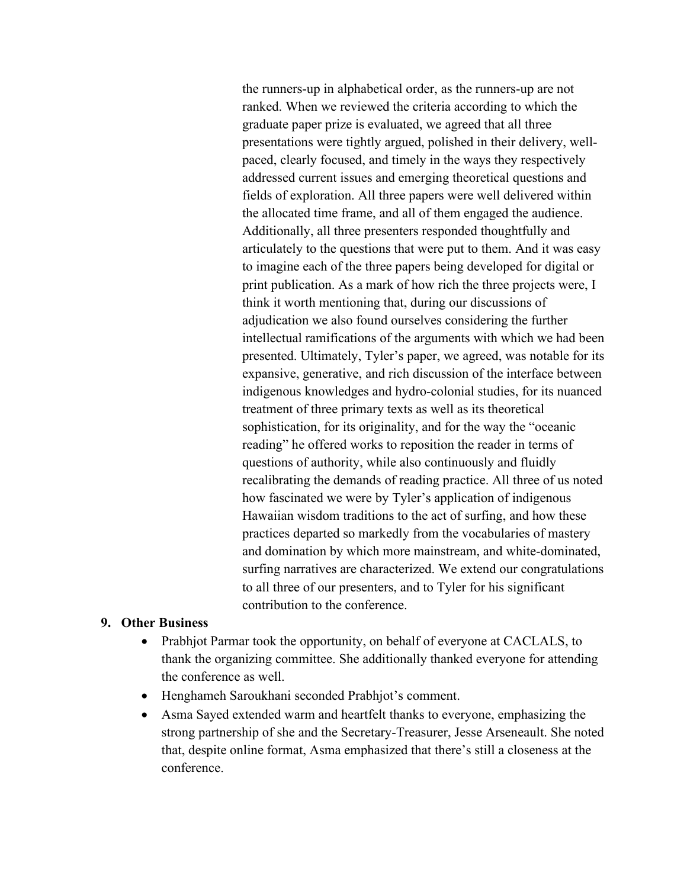the runners-up in alphabetical order, as the runners-up are not ranked. When we reviewed the criteria according to which the graduate paper prize is evaluated, we agreed that all three presentations were tightly argued, polished in their delivery, well-paced, clearly focused, and timely in the ways they respectively addressed current issues and emerging theoretical questions and fields of exploration. All three papers were well delivered within the allocated time frame, and all of them engaged the audience. Additionally, all three presenters responded thoughtfully and articulately to the questions that were put to them. And it was easy to imagine each of the three papers being developed for digital or print publication. As a mark of how rich the three projects were, I think it worth mentioning that, during our discussions of adjudication we also found ourselves considering the further intellectual ramifications of the arguments with which we had been presented. Ultimately, Tyler's paper, we agreed, was notable for its expansive, generative, and rich discussion of the interface between indigenous knowledges and hydro-colonial studies, for its nuanced treatment of three primary texts as well as its theoretical sophistication, for its originality, and for the way the "oceanic reading" he offered works to reposition the reader in terms of questions of authority, while also continuously and fluidly recalibrating the demands of reading practice. All three of us noted how fascinated we were by Tyler's application of indigenous Hawaiian wisdom traditions to the act of surfing, and how these practices departed so markedly from the vocabularies of mastery and domination by which more mainstream, and white-dominated, surfing narratives are characterized. We extend our congratulations to all three of our presenters, and to Tyler for his significant contribution to the conference.

**9. Other Business**

- Prabhjot Parmar took the opportunity, on behalf of everyone at CACLALS, to thank the organizing committee. She additionally thanked everyone for attending the conference as well.
- Henghameh Saroukhani seconded Prabhjot's comment.
- Asma Sayed extended warm and heartfelt thanks to everyone, emphasizing the strong partnership of she and the Secretary-Treasurer, Jesse Arseneault. She noted that, despite online format, Asma emphasized that there's still a closeness at the conference.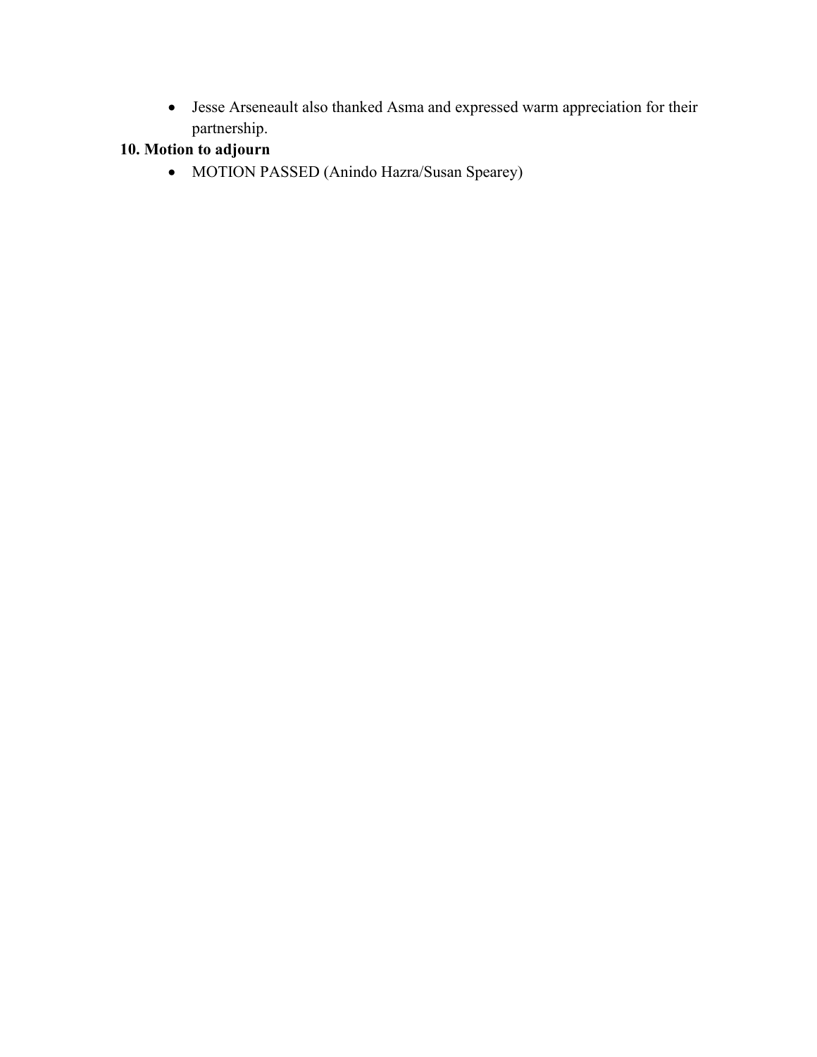- Jesse Arseneault also thanked Asma and expressed warm appreciation for their partnership.

**10. Motion to adjourn**

- MOTION PASSED (Anindo Hazra/Susan Spearey)